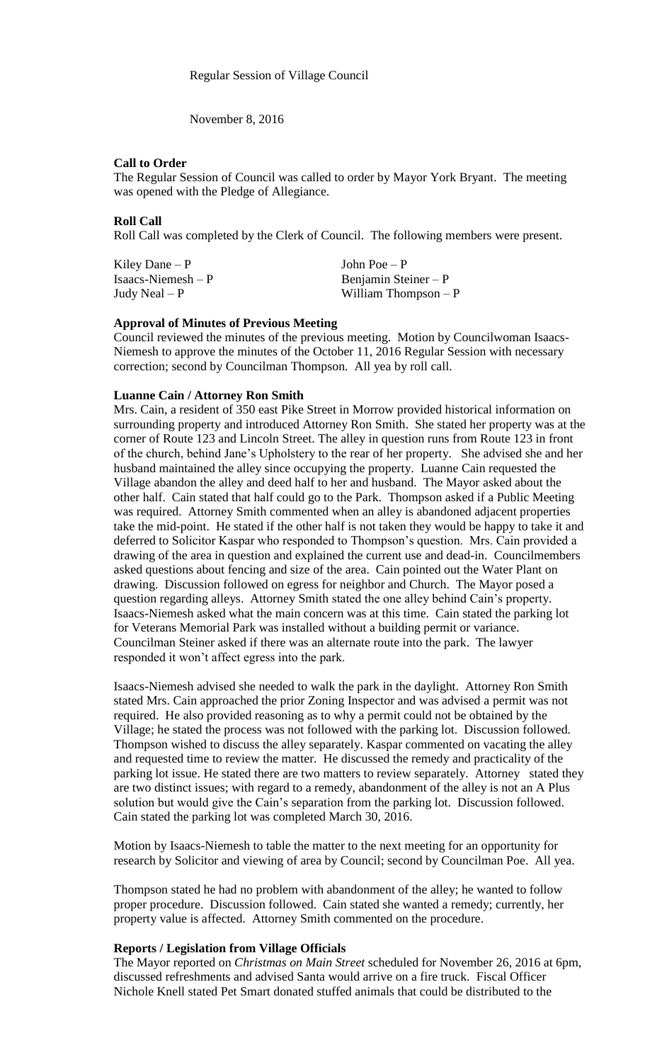Regular Session of Village Council

November 8, 2016

**Call to Order**

The Regular Session of Council was called to order by Mayor York Bryant. The meeting was opened with the Pledge of Allegiance.

**Roll Call**

Roll Call was completed by the Clerk of Council. The following members were present.

| | |
|---|---|
| Kiley Dane – P | John Poe – P |
| Isaacs-Niemesh – P | Benjamin Steiner – P |
| Judy Neal – P | William Thompson – P |

**Approval of Minutes of Previous Meeting**

Council reviewed the minutes of the previous meeting. Motion by Councilwoman Isaacs-Niemesh to approve the minutes of the October 11, 2016 Regular Session with necessary correction; second by Councilman Thompson. All yea by roll call.

**Luanne Cain / Attorney Ron Smith**

Mrs. Cain, a resident of 350 east Pike Street in Morrow provided historical information on surrounding property and introduced Attorney Ron Smith. She stated her property was at the corner of Route 123 and Lincoln Street. The alley in question runs from Route 123 in front of the church, behind Jane's Upholstery to the rear of her property. She advised she and her husband maintained the alley since occupying the property. Luanne Cain requested the Village abandon the alley and deed half to her and husband. The Mayor asked about the other half. Cain stated that half could go to the Park. Thompson asked if a Public Meeting was required. Attorney Smith commented when an alley is abandoned adjacent properties take the mid-point. He stated if the other half is not taken they would be happy to take it and deferred to Solicitor Kaspar who responded to Thompson's question. Mrs. Cain provided a drawing of the area in question and explained the current use and dead-in. Councilmembers asked questions about fencing and size of the area. Cain pointed out the Water Plant on drawing. Discussion followed on egress for neighbor and Church. The Mayor posed a question regarding alleys. Attorney Smith stated the one alley behind Cain's property. Isaacs-Niemesh asked what the main concern was at this time. Cain stated the parking lot for Veterans Memorial Park was installed without a building permit or variance. Councilman Steiner asked if there was an alternate route into the park. The lawyer responded it won't affect egress into the park.

Isaacs-Niemesh advised she needed to walk the park in the daylight. Attorney Ron Smith stated Mrs. Cain approached the prior Zoning Inspector and was advised a permit was not required. He also provided reasoning as to why a permit could not be obtained by the Village; he stated the process was not followed with the parking lot. Discussion followed. Thompson wished to discuss the alley separately. Kaspar commented on vacating the alley and requested time to review the matter. He discussed the remedy and practicality of the parking lot issue. He stated there are two matters to review separately. Attorney stated they are two distinct issues; with regard to a remedy, abandonment of the alley is not an A Plus solution but would give the Cain's separation from the parking lot. Discussion followed. Cain stated the parking lot was completed March 30, 2016.

Motion by Isaacs-Niemesh to table the matter to the next meeting for an opportunity for research by Solicitor and viewing of area by Council; second by Councilman Poe. All yea.

Thompson stated he had no problem with abandonment of the alley; he wanted to follow proper procedure. Discussion followed. Cain stated she wanted a remedy; currently, her property value is affected. Attorney Smith commented on the procedure.

**Reports / Legislation from Village Officials**

The Mayor reported on *Christmas on Main Street* scheduled for November 26, 2016 at 6pm, discussed refreshments and advised Santa would arrive on a fire truck. Fiscal Officer Nichole Knell stated Pet Smart donated stuffed animals that could be distributed to the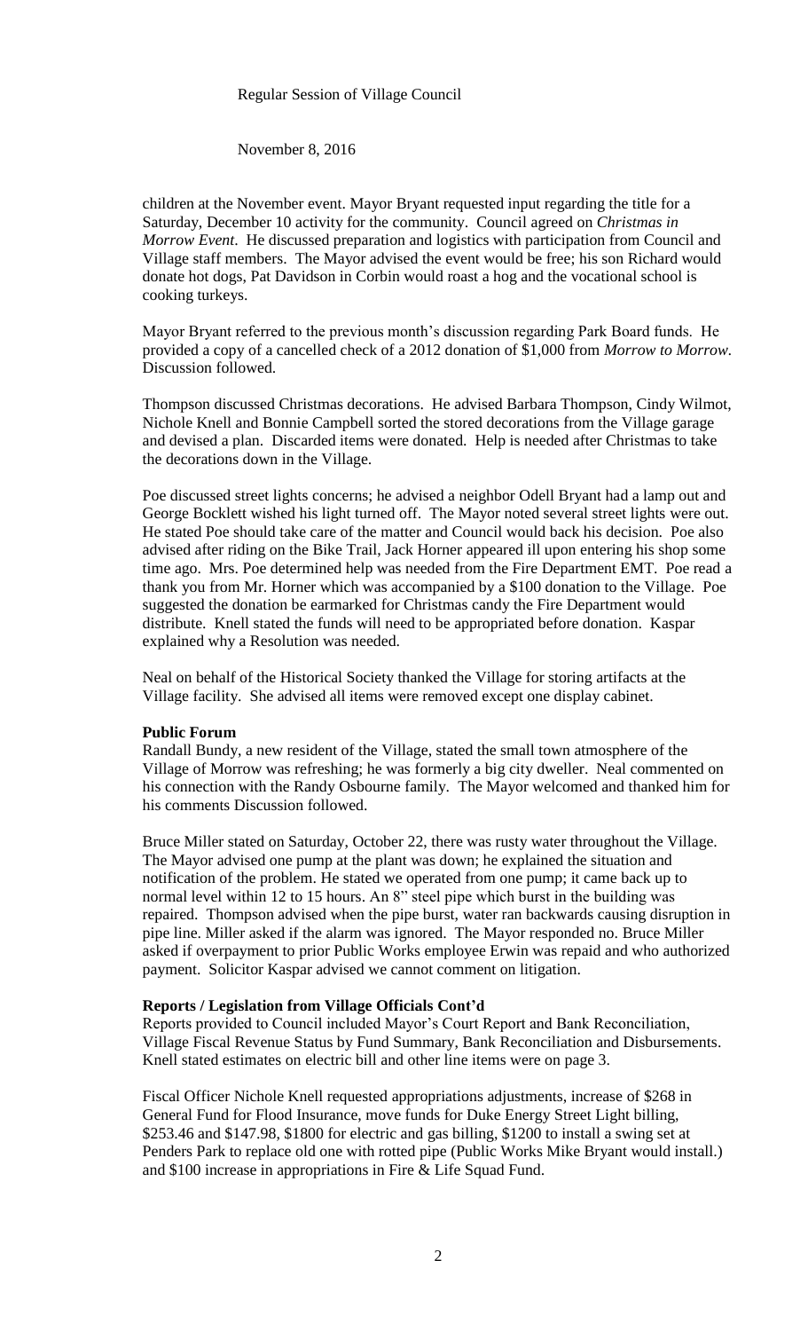children at the November event. Mayor Bryant requested input regarding the title for a Saturday, December 10 activity for the community. Council agreed on *Christmas in Morrow Event*. He discussed preparation and logistics with participation from Council and Village staff members. The Mayor advised the event would be free; his son Richard would donate hot dogs, Pat Davidson in Corbin would roast a hog and the vocational school is cooking turkeys.

Mayor Bryant referred to the previous month's discussion regarding Park Board funds. He provided a copy of a cancelled check of a 2012 donation of $1,000 from *Morrow to Morrow*. Discussion followed.

Thompson discussed Christmas decorations. He advised Barbara Thompson, Cindy Wilmot, Nichole Knell and Bonnie Campbell sorted the stored decorations from the Village garage and devised a plan. Discarded items were donated. Help is needed after Christmas to take the decorations down in the Village.

Poe discussed street lights concerns; he advised a neighbor Odell Bryant had a lamp out and George Bocklett wished his light turned off. The Mayor noted several street lights were out. He stated Poe should take care of the matter and Council would back his decision. Poe also advised after riding on the Bike Trail, Jack Horner appeared ill upon entering his shop some time ago. Mrs. Poe determined help was needed from the Fire Department EMT. Poe read a thank you from Mr. Horner which was accompanied by a $100 donation to the Village. Poe suggested the donation be earmarked for Christmas candy the Fire Department would distribute. Knell stated the funds will need to be appropriated before donation. Kaspar explained why a Resolution was needed.

Neal on behalf of the Historical Society thanked the Village for storing artifacts at the Village facility. She advised all items were removed except one display cabinet.

**Public Forum**

Randall Bundy, a new resident of the Village, stated the small town atmosphere of the Village of Morrow was refreshing; he was formerly a big city dweller. Neal commented on his connection with the Randy Osbourne family. The Mayor welcomed and thanked him for his comments Discussion followed.

Bruce Miller stated on Saturday, October 22, there was rusty water throughout the Village. The Mayor advised one pump at the plant was down; he explained the situation and notification of the problem. He stated we operated from one pump; it came back up to normal level within 12 to 15 hours. An 8" steel pipe which burst in the building was repaired. Thompson advised when the pipe burst, water ran backwards causing disruption in pipe line. Miller asked if the alarm was ignored. The Mayor responded no. Bruce Miller asked if overpayment to prior Public Works employee Erwin was repaid and who authorized payment. Solicitor Kaspar advised we cannot comment on litigation.

**Reports / Legislation from Village Officials Cont'd**

Reports provided to Council included Mayor's Court Report and Bank Reconciliation, Village Fiscal Revenue Status by Fund Summary, Bank Reconciliation and Disbursements. Knell stated estimates on electric bill and other line items were on page 3.

Fiscal Officer Nichole Knell requested appropriations adjustments, increase of $268 in General Fund for Flood Insurance, move funds for Duke Energy Street Light billing, $253.46 and $147.98, $1800 for electric and gas billing, $1200 to install a swing set at Penders Park to replace old one with rotted pipe (Public Works Mike Bryant would install.) and $100 increase in appropriations in Fire & Life Squad Fund.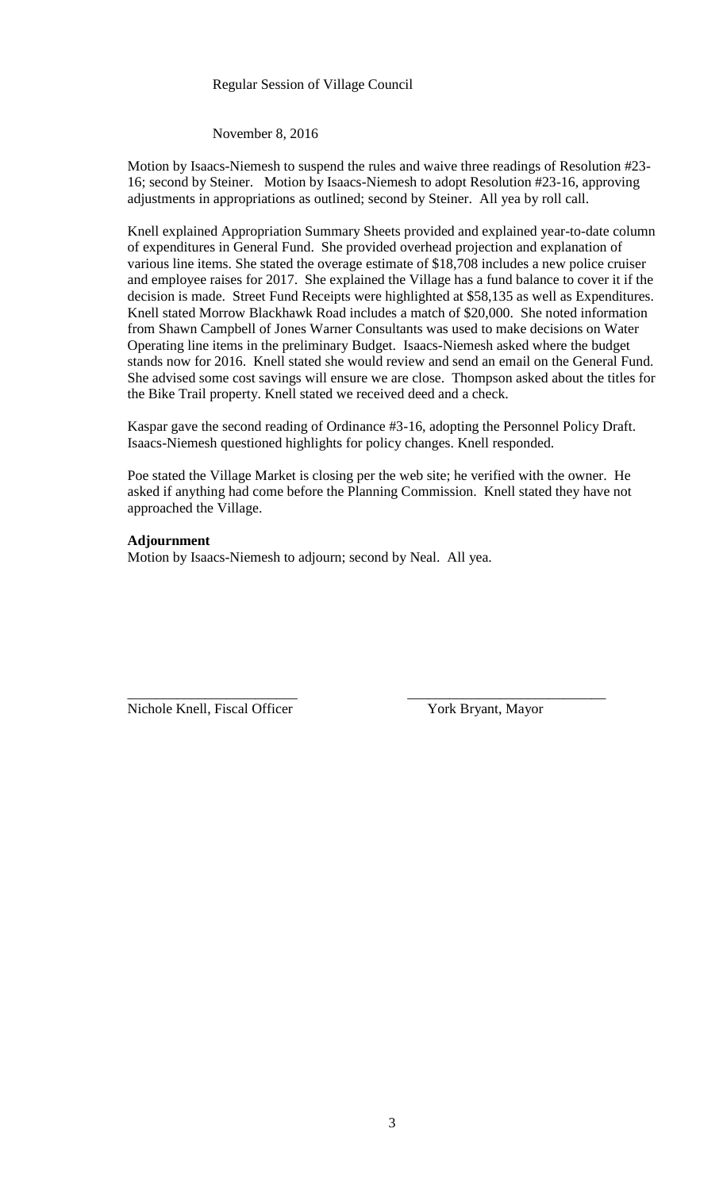Regular Session of Village Council

November 8, 2016

Motion by Isaacs-Niemesh to suspend the rules and waive three readings of Resolution #23-16; second by Steiner. Motion by Isaacs-Niemesh to adopt Resolution #23-16, approving adjustments in appropriations as outlined; second by Steiner. All yea by roll call.

Knell explained Appropriation Summary Sheets provided and explained year-to-date column of expenditures in General Fund. She provided overhead projection and explanation of various line items. She stated the overage estimate of $18,708 includes a new police cruiser and employee raises for 2017. She explained the Village has a fund balance to cover it if the decision is made. Street Fund Receipts were highlighted at $58,135 as well as Expenditures. Knell stated Morrow Blackhawk Road includes a match of $20,000. She noted information from Shawn Campbell of Jones Warner Consultants was used to make decisions on Water Operating line items in the preliminary Budget. Isaacs-Niemesh asked where the budget stands now for 2016. Knell stated she would review and send an email on the General Fund. She advised some cost savings will ensure we are close. Thompson asked about the titles for the Bike Trail property. Knell stated we received deed and a check.

Kaspar gave the second reading of Ordinance #3-16, adopting the Personnel Policy Draft. Isaacs-Niemesh questioned highlights for policy changes. Knell responded.

Poe stated the Village Market is closing per the web site; he verified with the owner. He asked if anything had come before the Planning Commission. Knell stated they have not approached the Village.

**Adjournment**

Motion by Isaacs-Niemesh to adjourn; second by Neal. All yea.

\_\_\_\_\_\_\_\_\_\_\_\_\_\_\_\_\_\_\_\_\_\_\_\_\_ \_\_\_\_\_\_\_\_\_\_\_\_\_\_\_\_\_\_\_\_\_\_\_\_\_\_\_\_

Nichole Knell, Fiscal Officer York Bryant, Mayor